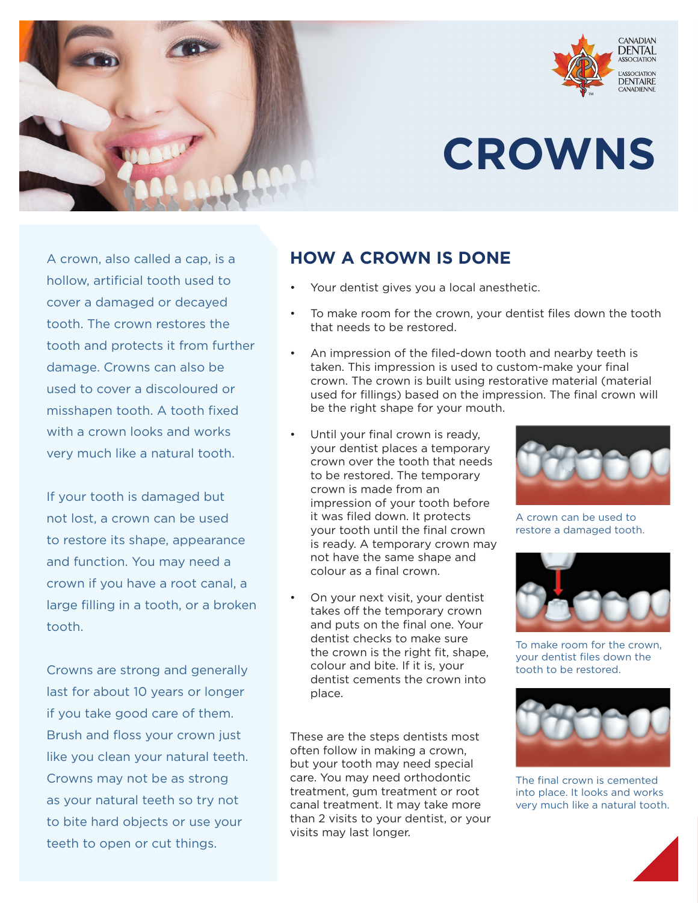# CROWNS

A crown, also called a cap, is a hollow, artificial tooth used to cover a damaged or decayed tooth. The crown restores the tooth and protects it from further damage. Crowns can also be used to cover a discoloured or misshapen tooth. A tooth fixed with a crown looks and works very much like a natural tooth.

If your tooth is damaged but not lost, a crown can be used to restore its shape, appearance and function. You may need a crown if you have a root canal, a large filling in a tooth, or a broken tooth.

Crowns are strong and generally last for about 10 years or longer if you take good care of them. Brush and floss your crown just like you clean your natural teeth. Crowns may not be as strong as your natural teeth so try not to bite hard objects or use your teeth to open or cut things.

## HOW A CROWN IS DONE

- Your dentist gives you a local anesthetic.
- To make room for the crown, your dentist files down the tooth that needs to be restored.
- An impression of the filed-down tooth and nearby teeth is taken. This impression is used to custom-make your final crown. The crown is built using restorative material (material used for fillings) based on the impression. The final crown will be the right shape for your mouth.
- Until your final crown is ready, your dentist places a temporary crown over the tooth that needs to be restored. The temporary crown is made from an impression of your tooth before it was filed down. It protects your tooth until the final crown is ready. A temporary crown may not have the same shape and colour as a final crown.
- On your next visit, your dentist takes off the temporary crown and puts on the final one. Your dentist checks to make sure the crown is the right fit, shape, colour and bite. If it is, your dentist cements the crown into place.

These are the steps dentists most often follow in making a crown, but your tooth may need special care. You may need orthodontic treatment, gum treatment or root canal treatment. It may take more than 2 visits to your dentist, or your visits may last longer.

A crown can be used to restore a damaged tooth.

To make room for the crown, your dentist files down the tooth to be restored.

The final crown is cemented into place. It looks and works very much like a natural tooth.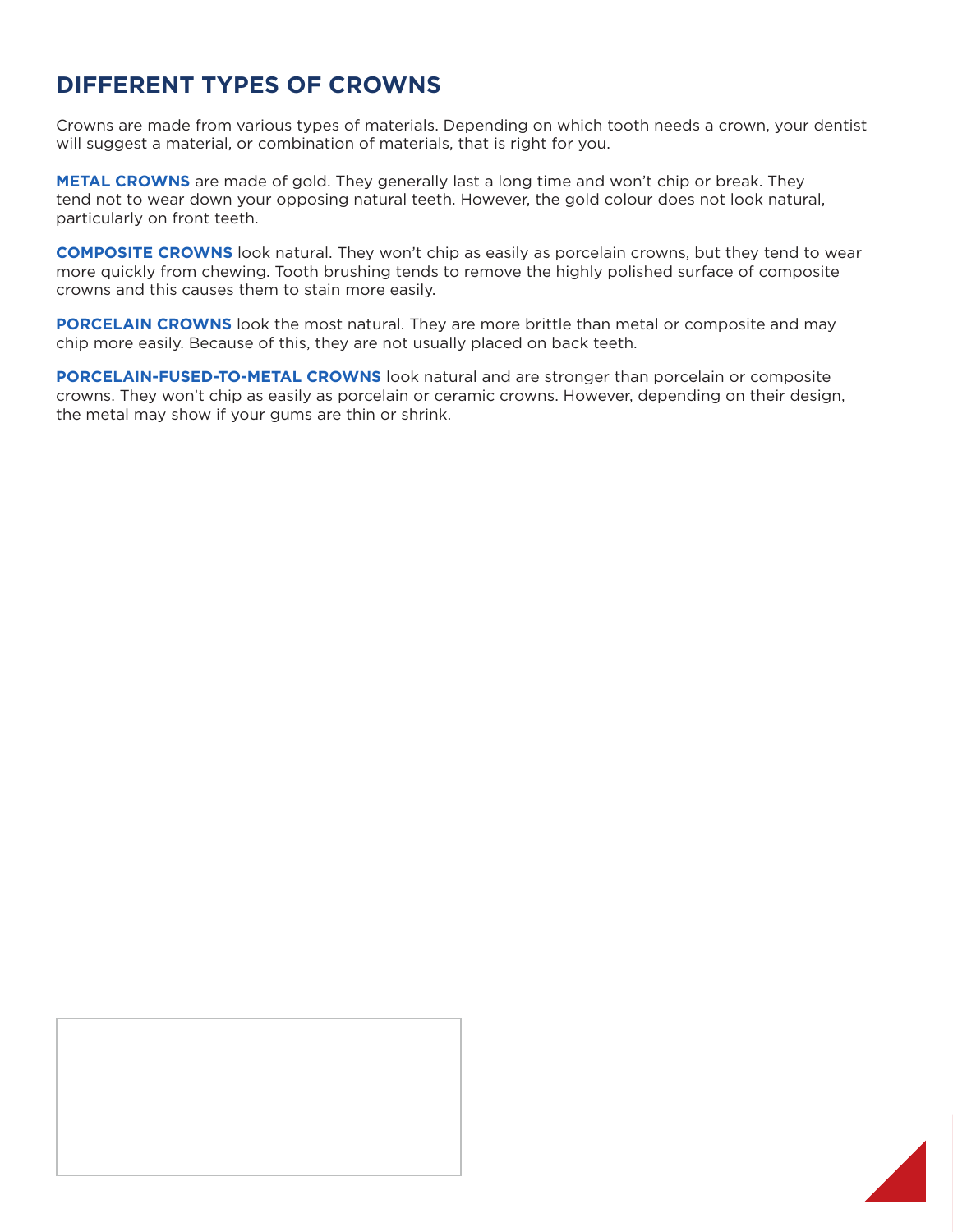## DIFFERENT TYPES OF CROWNS

Crowns are made from various types of materials. Depending on which tooth needs a crown, your dentist will suggest a material, or combination of materials, that is right for you.

**METAL CROWNS** are made of gold. They generally last a long time and won't chip or break. They tend not to wear down your opposing natural teeth. However, the gold colour does not look natural, particularly on front teeth.

**COMPOSITE CROWNS** look natural. They won't chip as easily as porcelain crowns, but they tend to wear more quickly from chewing. Tooth brushing tends to remove the highly polished surface of composite crowns and this causes them to stain more easily.

**PORCELAIN CROWNS** look the most natural. They are more brittle than metal or composite and may chip more easily. Because of this, they are not usually placed on back teeth.

**PORCELAIN-FUSED-TO-METAL CROWNS** look natural and are stronger than porcelain or composite crowns. They won't chip as easily as porcelain or ceramic crowns. However, depending on their design, the metal may show if your gums are thin or shrink.